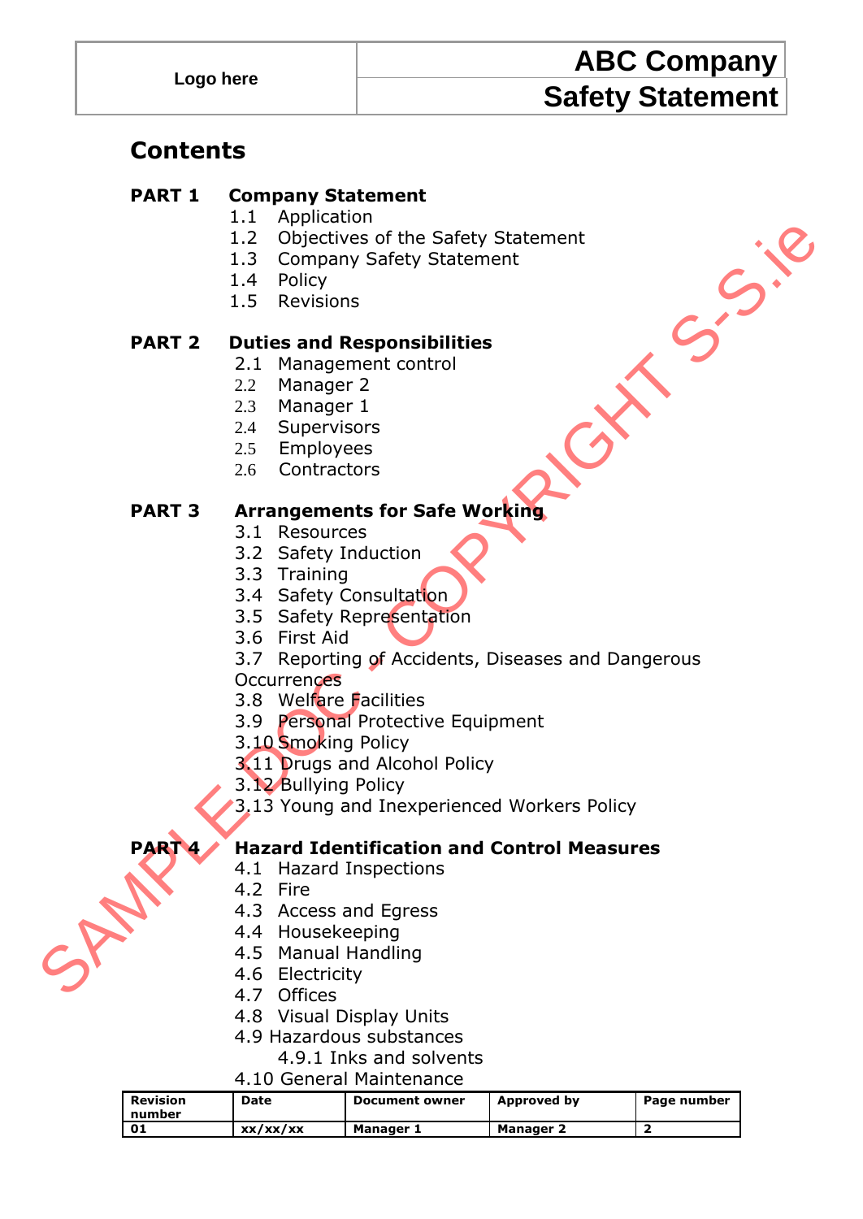| Logo here | ABC Company |
|---|---|
| | Safety Statement |

## Contents

**PART 1 Company Statement**

- 1.1 Application
- 1.2 Objectives of the Safety Statement
- 1.3 Company Safety Statement
- 1.4 Policy
- 1.5 Revisions

**PART 2 Duties and Responsibilities**

- 2.1 Management control
- 2.2 Manager 2
- 2.3 Manager 1
- 2.4 Supervisors
- 2.5 Employees
- 2.6 Contractors

**PART 3 Arrangements for Safe Working**

- 3.1 Resources
- 3.2 Safety Induction
- 3.3 Training
- 3.4 Safety Consultation
- 3.5 Safety Representation
- 3.6 First Aid
- 3.7 Reporting of Accidents, Diseases and Dangerous Occurrences
- 3.8 Welfare Facilities
- 3.9 Personal Protective Equipment
- 3.10 Smoking Policy
- 3.11 Drugs and Alcohol Policy
- 3.12 Bullying Policy
- 3.13 Young and Inexperienced Workers Policy

**PART 4 Hazard Identification and Control Measures**

- 4.1 Hazard Inspections
- 4.2 Fire
- 4.3 Access and Egress
- 4.4 Housekeeping
- 4.5 Manual Handling
- 4.6 Electricity
- 4.7 Offices
- 4.8 Visual Display Units
- 4.9 Hazardous substances
  - 4.9.1 Inks and solvents
- 4.10 General Maintenance

| Revision number | Date | Document owner | Approved by | Page number |
|---|---|---|---|---|
| 01 | xx/xx/xx | Manager 1 | Manager 2 | 2 |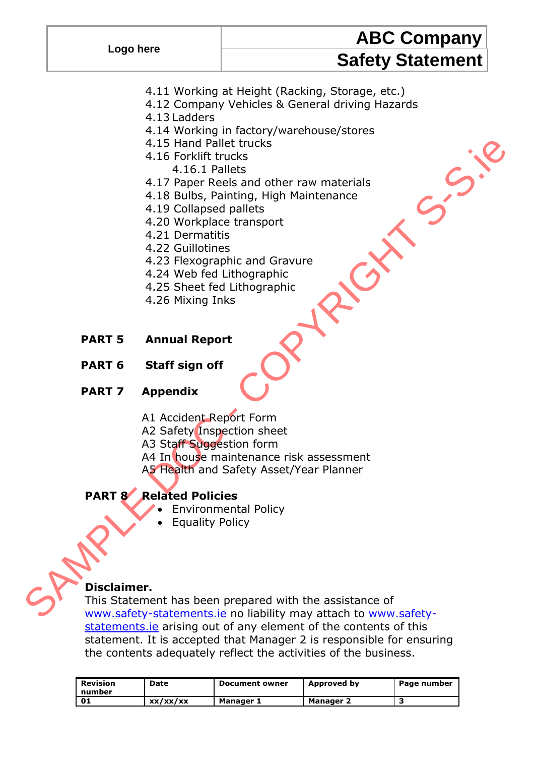4.11 Working at Height (Racking, Storage, etc.)
4.12 Company Vehicles & General driving Hazards
4.13 Ladders
4.14 Working in factory/warehouse/stores
4.15 Hand Pallet trucks
4.16 Forklift trucks
    4.16.1 Pallets
4.17 Paper Reels and other raw materials
4.18 Bulbs, Painting, High Maintenance
4.19 Collapsed pallets
4.20 Workplace transport
4.21 Dermatitis
4.22 Guillotines
4.23 Flexographic and Gravure
4.24 Web fed Lithographic
4.25 Sheet fed Lithographic
4.26 Mixing Inks

**PART 5 Annual Report**

**PART 6 Staff sign off**

**PART 7 Appendix**

A1 Accident Report Form
A2 Safety Inspection sheet
A3 Staff Suggestion form
A4 In house maintenance risk assessment
A5 Health and Safety Asset/Year Planner

**PART 8 Related Policies**

- Environmental Policy
- Equality Policy

**Disclaimer.**
This Statement has been prepared with the assistance of www.safety-statements.ie no liability may attach to www.safety-statements.ie arising out of any element of the contents of this statement. It is accepted that Manager 2 is responsible for ensuring the contents adequately reflect the activities of the business.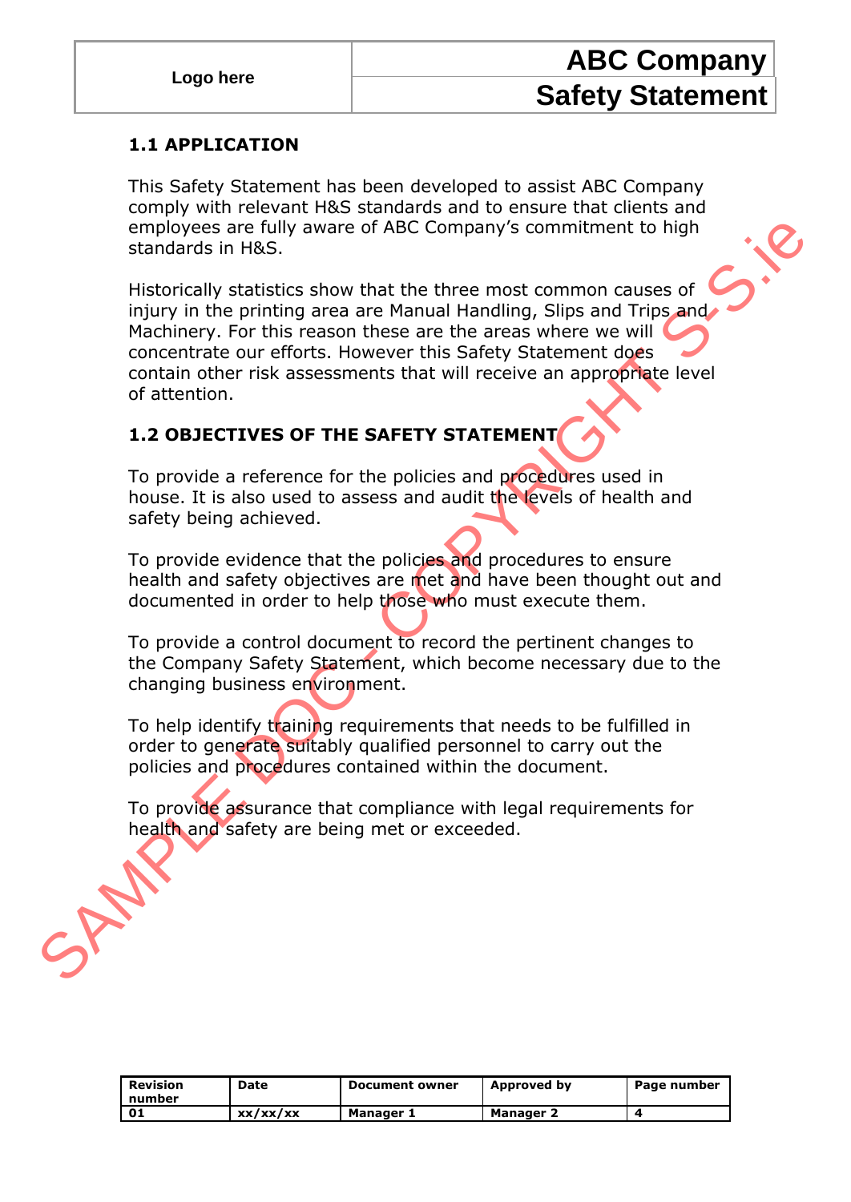## 1.1 APPLICATION

This Safety Statement has been developed to assist ABC Company comply with relevant H&S standards and to ensure that clients and employees are fully aware of ABC Company's commitment to high standards in H&S.

Historically statistics show that the three most common causes of injury in the printing area are Manual Handling, Slips and Trips and Machinery. For this reason these are the areas where we will concentrate our efforts. However this Safety Statement does contain other risk assessments that will receive an appropriate level of attention.

## 1.2 OBJECTIVES OF THE SAFETY STATEMENT

To provide a reference for the policies and procedures used in house. It is also used to assess and audit the levels of health and safety being achieved.

To provide evidence that the policies and procedures to ensure health and safety objectives are met and have been thought out and documented in order to help those who must execute them.

To provide a control document to record the pertinent changes to the Company Safety Statement, which become necessary due to the changing business environment.

To help identify training requirements that needs to be fulfilled in order to generate suitably qualified personnel to carry out the policies and procedures contained within the document.

To provide assurance that compliance with legal requirements for health and safety are being met or exceeded.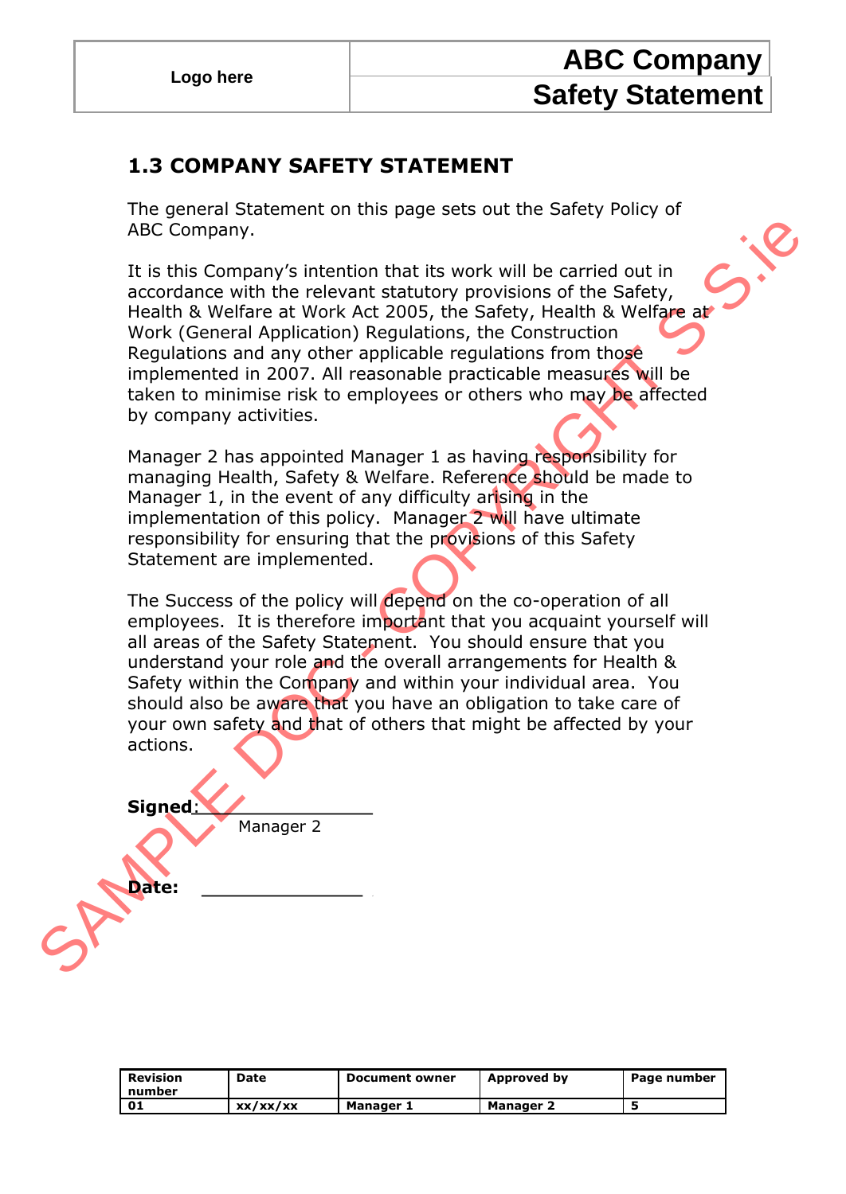## 1.3 COMPANY SAFETY STATEMENT

The general Statement on this page sets out the Safety Policy of ABC Company.

It is this Company's intention that its work will be carried out in accordance with the relevant statutory provisions of the Safety, Health & Welfare at Work Act 2005, the Safety, Health & Welfare at Work (General Application) Regulations, the Construction Regulations and any other applicable regulations from those implemented in 2007. All reasonable practicable measures will be taken to minimise risk to employees or others who may be affected by company activities.

Manager 2 has appointed Manager 1 as having responsibility for managing Health, Safety & Welfare. Reference should be made to Manager 1, in the event of any difficulty arising in the implementation of this policy. Manager 2 will have ultimate responsibility for ensuring that the provisions of this Safety Statement are implemented.

The Success of the policy will depend on the co-operation of all employees. It is therefore important that you acquaint yourself will all areas of the Safety Statement. You should ensure that you understand your role and the overall arrangements for Health & Safety within the Company and within your individual area. You should also be aware that you have an obligation to take care of your own safety and that of others that might be affected by your actions.

**Signed**:\_\_\_\_\_\_\_\_\_\_\_\_\_\_\_\_
Manager 2

**Date:** \_\_\_\_\_\_\_\_\_\_\_\_\_\_\_

| Revision number | Date | Document owner | Approved by | Page number |
|---|---|---|---|---|
| 01 | xx/xx/xx | Manager 1 | Manager 2 | 5 |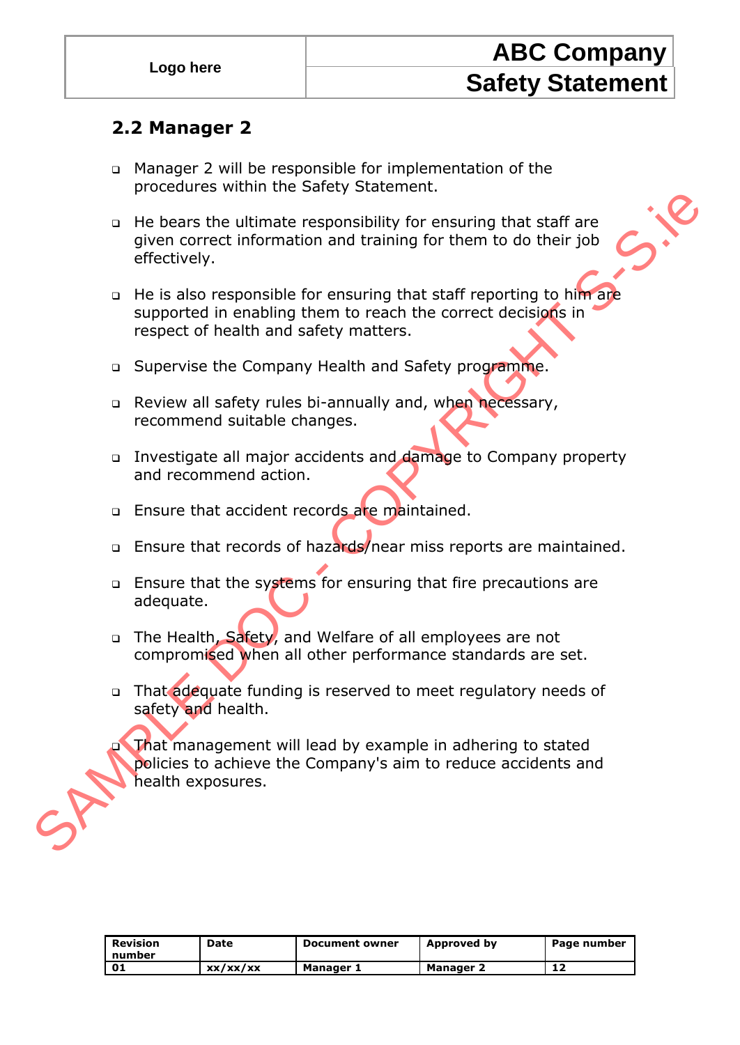## 2.2 Manager 2

- Manager 2 will be responsible for implementation of the procedures within the Safety Statement.
- He bears the ultimate responsibility for ensuring that staff are given correct information and training for them to do their job effectively.
- He is also responsible for ensuring that staff reporting to him are supported in enabling them to reach the correct decisions in respect of health and safety matters.
- Supervise the Company Health and Safety programme.
- Review all safety rules bi-annually and, when necessary, recommend suitable changes.
- Investigate all major accidents and damage to Company property and recommend action.
- Ensure that accident records are maintained.
- Ensure that records of hazards/near miss reports are maintained.
- Ensure that the systems for ensuring that fire precautions are adequate.
- The Health, Safety, and Welfare of all employees are not compromised when all other performance standards are set.
- That adequate funding is reserved to meet regulatory needs of safety and health.
- That management will lead by example in adhering to stated policies to achieve the Company's aim to reduce accidents and health exposures.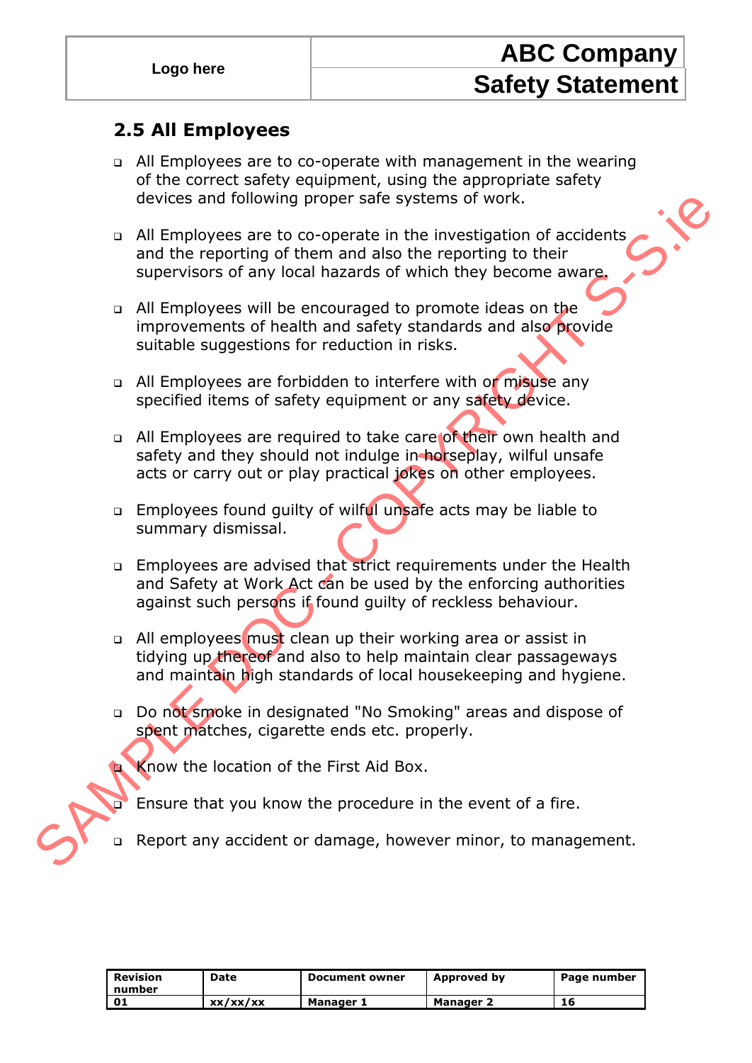## 2.5 All Employees

- All Employees are to co-operate with management in the wearing of the correct safety equipment, using the appropriate safety devices and following proper safe systems of work.
- All Employees are to co-operate in the investigation of accidents and the reporting of them and also the reporting to their supervisors of any local hazards of which they become aware.
- All Employees will be encouraged to promote ideas on the improvements of health and safety standards and also provide suitable suggestions for reduction in risks.
- All Employees are forbidden to interfere with or misuse any specified items of safety equipment or any safety device.
- All Employees are required to take care of their own health and safety and they should not indulge in horseplay, wilful unsafe acts or carry out or play practical jokes on other employees.
- Employees found guilty of wilful unsafe acts may be liable to summary dismissal.
- Employees are advised that strict requirements under the Health and Safety at Work Act can be used by the enforcing authorities against such persons if found guilty of reckless behaviour.
- All employees must clean up their working area or assist in tidying up thereof and also to help maintain clear passageways and maintain high standards of local housekeeping and hygiene.
- Do not smoke in designated "No Smoking" areas and dispose of spent matches, cigarette ends etc. properly.
- Know the location of the First Aid Box.
- Ensure that you know the procedure in the event of a fire.
- Report any accident or damage, however minor, to management.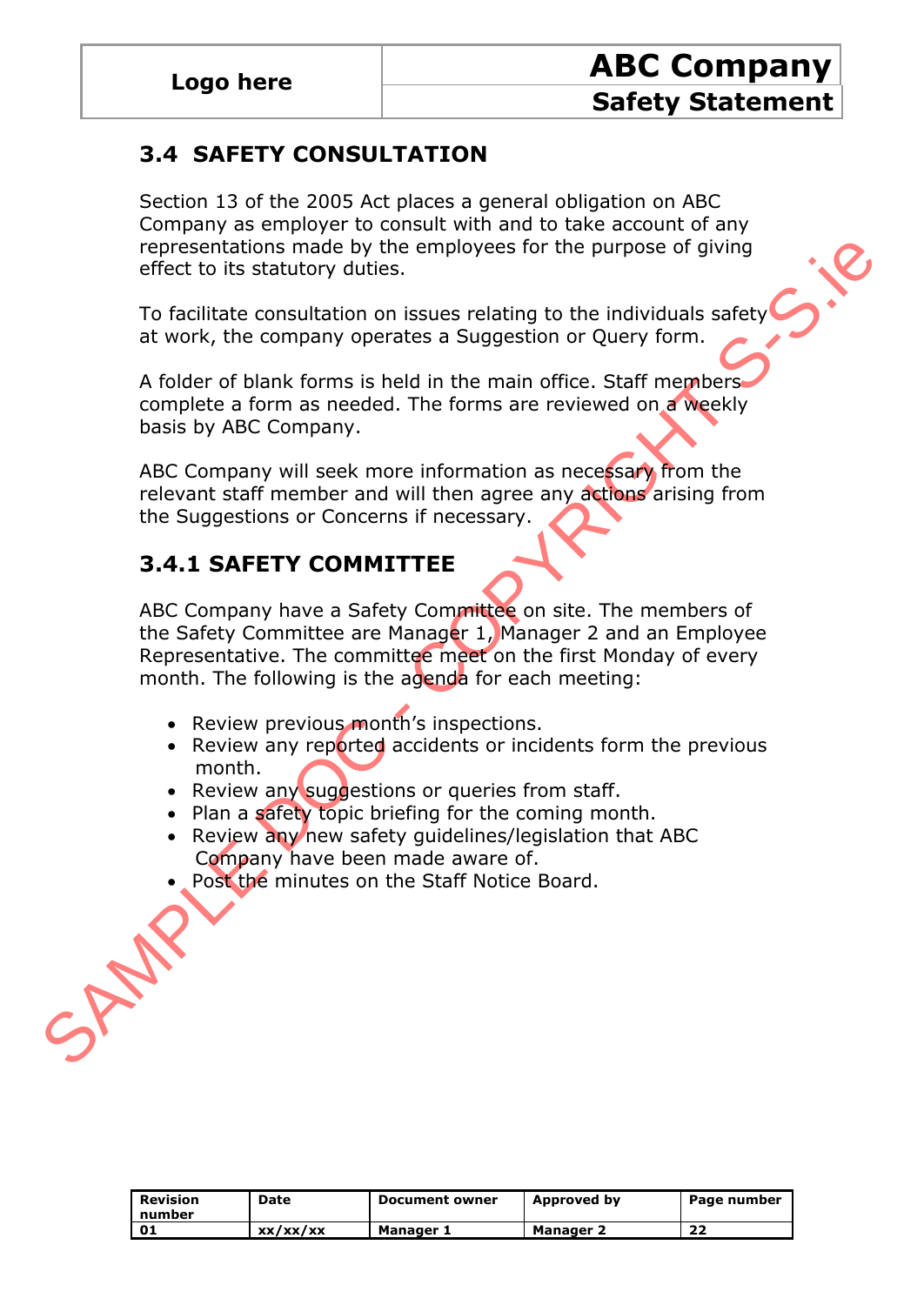## 3.4 SAFETY CONSULTATION

Section 13 of the 2005 Act places a general obligation on ABC Company as employer to consult with and to take account of any representations made by the employees for the purpose of giving effect to its statutory duties.

To facilitate consultation on issues relating to the individuals safety at work, the company operates a Suggestion or Query form.

A folder of blank forms is held in the main office. Staff members complete a form as needed. The forms are reviewed on a weekly basis by ABC Company.

ABC Company will seek more information as necessary from the relevant staff member and will then agree any actions arising from the Suggestions or Concerns if necessary.

### 3.4.1 SAFETY COMMITTEE

ABC Company have a Safety Committee on site. The members of the Safety Committee are Manager 1, Manager 2 and an Employee Representative. The committee meet on the first Monday of every month. The following is the agenda for each meeting:

- Review previous month's inspections.
- Review any reported accidents or incidents form the previous month.
- Review any suggestions or queries from staff.
- Plan a safety topic briefing for the coming month.
- Review any new safety guidelines/legislation that ABC Company have been made aware of.
- Post the minutes on the Staff Notice Board.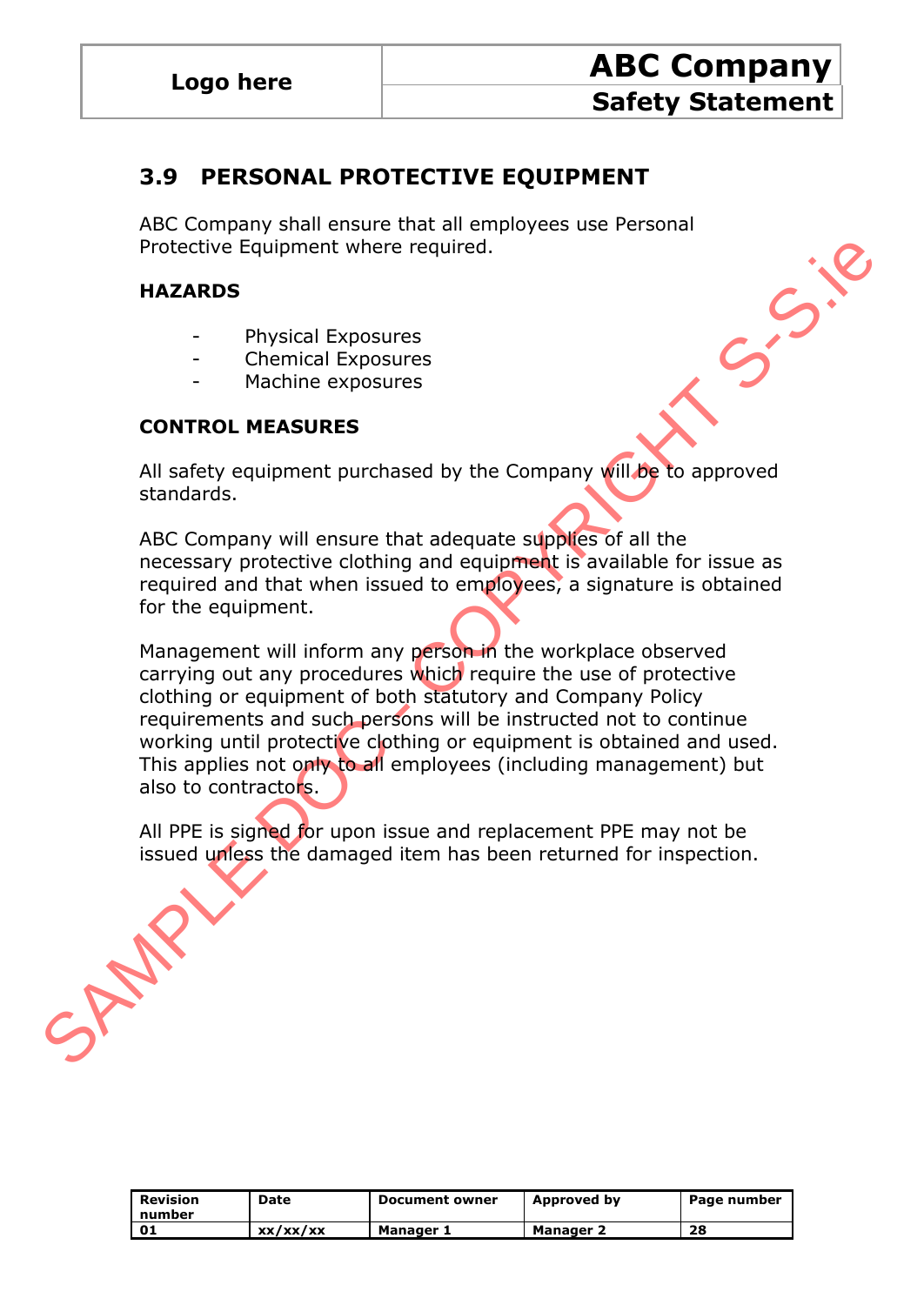## 3.9 PERSONAL PROTECTIVE EQUIPMENT

ABC Company shall ensure that all employees use Personal Protective Equipment where required.

**HAZARDS**

- Physical Exposures
- Chemical Exposures
- Machine exposures

**CONTROL MEASURES**

All safety equipment purchased by the Company will be to approved standards.

ABC Company will ensure that adequate supplies of all the necessary protective clothing and equipment is available for issue as required and that when issued to employees, a signature is obtained for the equipment.

Management will inform any person in the workplace observed carrying out any procedures which require the use of protective clothing or equipment of both statutory and Company Policy requirements and such persons will be instructed not to continue working until protective clothing or equipment is obtained and used. This applies not only to all employees (including management) but also to contractors.

All PPE is signed for upon issue and replacement PPE may not be issued unless the damaged item has been returned for inspection.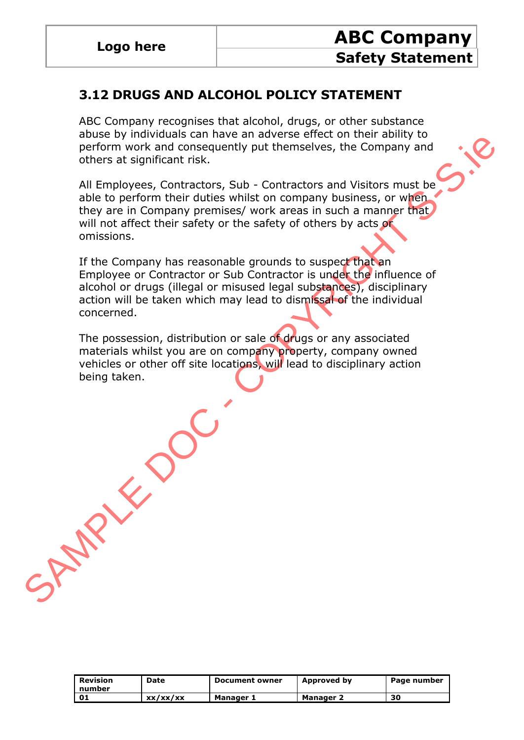## 3.12 DRUGS AND ALCOHOL POLICY STATEMENT

ABC Company recognises that alcohol, drugs, or other substance abuse by individuals can have an adverse effect on their ability to perform work and consequently put themselves, the Company and others at significant risk.

All Employees, Contractors, Sub - Contractors and Visitors must be able to perform their duties whilst on company business, or when they are in Company premises/ work areas in such a manner that will not affect their safety or the safety of others by acts or omissions.

If the Company has reasonable grounds to suspect that an Employee or Contractor or Sub Contractor is under the influence of alcohol or drugs (illegal or misused legal substances), disciplinary action will be taken which may lead to dismissal of the individual concerned.

The possession, distribution or sale of drugs or any associated materials whilst you are on company property, company owned vehicles or other off site locations, will lead to disciplinary action being taken.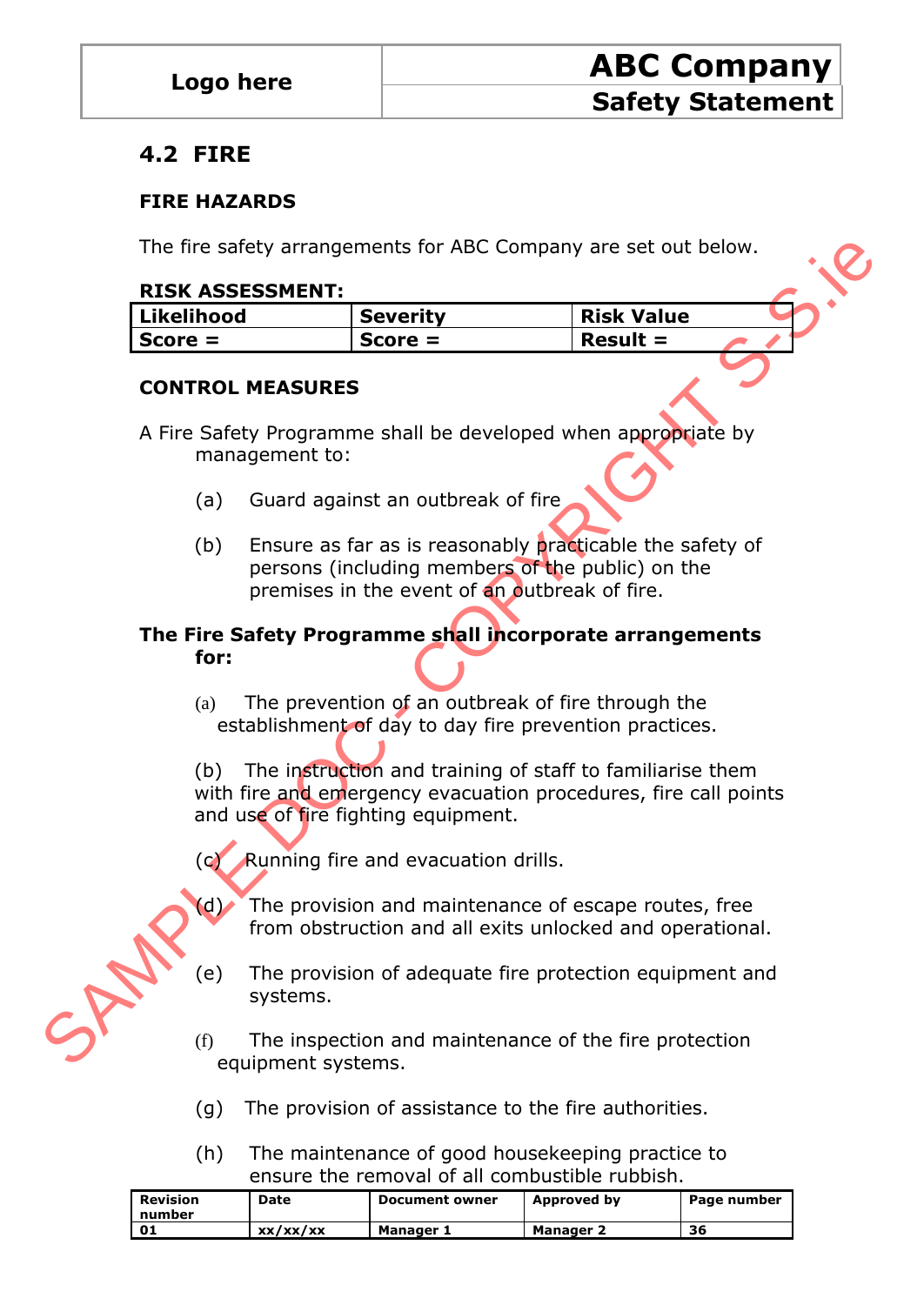## 4.2 FIRE

### FIRE HAZARDS

The fire safety arrangements for ABC Company are set out below.

**RISK ASSESSMENT:**

| Likelihood | Severity | Risk Value |
|---|---|---|
| Score = | Score = | Result = |

### CONTROL MEASURES

A Fire Safety Programme shall be developed when appropriate by management to:

(a) Guard against an outbreak of fire

(b) Ensure as far as is reasonably practicable the safety of persons (including members of the public) on the premises in the event of an outbreak of fire.

**The Fire Safety Programme shall incorporate arrangements for:**

(a) The prevention of an outbreak of fire through the establishment of day to day fire prevention practices.

(b) The instruction and training of staff to familiarise them with fire and emergency evacuation procedures, fire call points and use of fire fighting equipment.

(c) Running fire and evacuation drills.

(d) The provision and maintenance of escape routes, free from obstruction and all exits unlocked and operational.

(e) The provision of adequate fire protection equipment and systems.

(f) The inspection and maintenance of the fire protection equipment systems.

(g) The provision of assistance to the fire authorities.

(h) The maintenance of good housekeeping practice to ensure the removal of all combustible rubbish.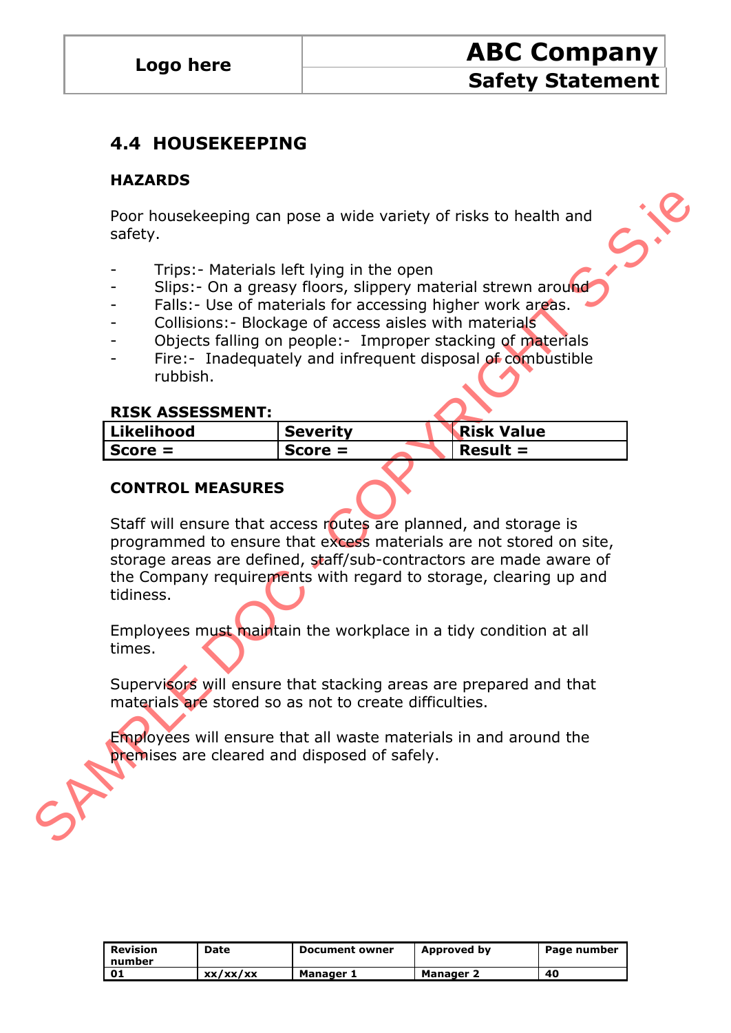## 4.4 HOUSEKEEPING

**HAZARDS**

Poor housekeeping can pose a wide variety of risks to health and safety.

- Trips:- Materials left lying in the open
- Slips:- On a greasy floors, slippery material strewn around
- Falls:- Use of materials for accessing higher work areas.
- Collisions:- Blockage of access aisles with materials
- Objects falling on people:- Improper stacking of materials
- Fire:- Inadequately and infrequent disposal of combustible rubbish.

**RISK ASSESSMENT:**

| Likelihood | Severity | Risk Value |
|---|---|---|
| Score = | Score = | Result = |

**CONTROL MEASURES**

Staff will ensure that access routes are planned, and storage is programmed to ensure that excess materials are not stored on site, storage areas are defined, staff/sub-contractors are made aware of the Company requirements with regard to storage, clearing up and tidiness.

Employees must maintain the workplace in a tidy condition at all times.

Supervisors will ensure that stacking areas are prepared and that materials are stored so as not to create difficulties.

Employees will ensure that all waste materials in and around the premises are cleared and disposed of safely.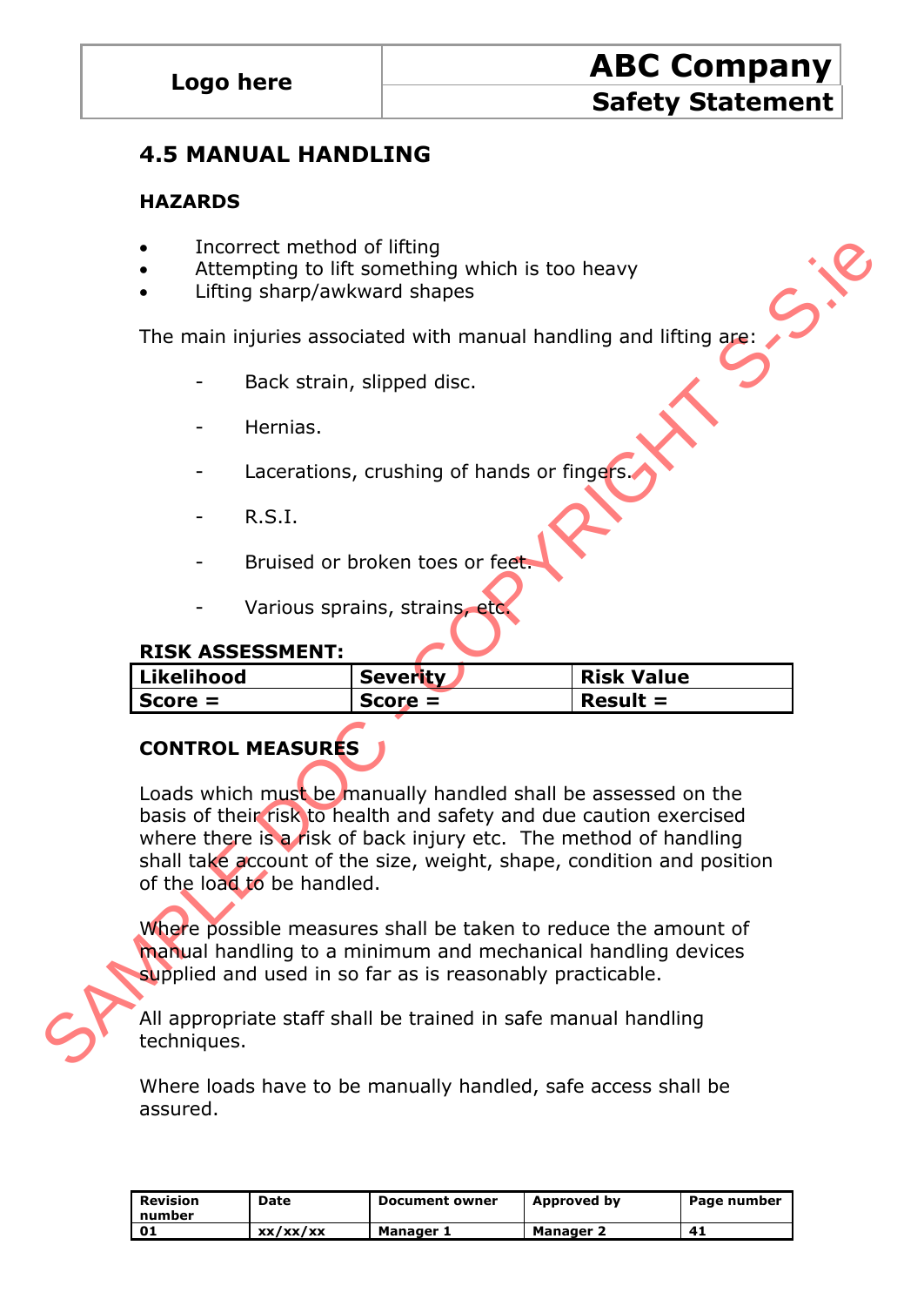## 4.5 MANUAL HANDLING

### HAZARDS

- Incorrect method of lifting
- Attempting to lift something which is too heavy
- Lifting sharp/awkward shapes

The main injuries associated with manual handling and lifting are:

- Back strain, slipped disc.
- Hernias.
- Lacerations, crushing of hands or fingers.
- R.S.I.
- Bruised or broken toes or feet.
- Various sprains, strains, etc.

### RISK ASSESSMENT:

| Likelihood | Severity | Risk Value |
|---|---|---|
| Score = | Score = | Result = |

### CONTROL MEASURES

Loads which must be manually handled shall be assessed on the basis of their risk to health and safety and due caution exercised where there is a risk of back injury etc. The method of handling shall take account of the size, weight, shape, condition and position of the load to be handled.

Where possible measures shall be taken to reduce the amount of manual handling to a minimum and mechanical handling devices supplied and used in so far as is reasonably practicable.

All appropriate staff shall be trained in safe manual handling techniques.

Where loads have to be manually handled, safe access shall be assured.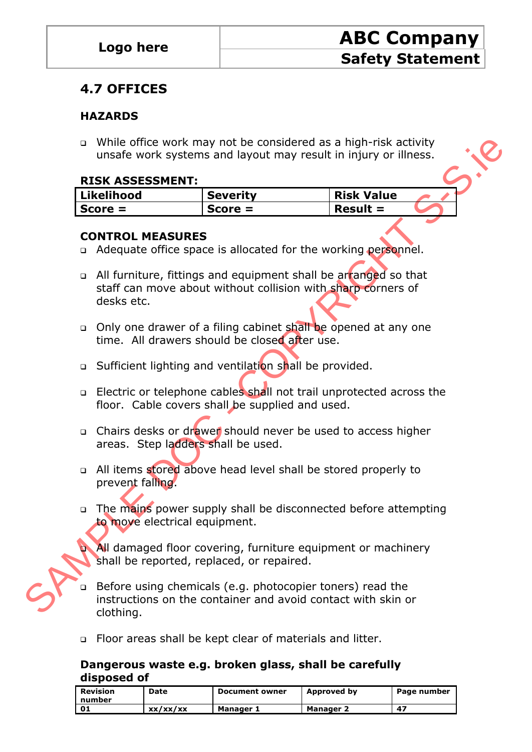## 4.7 OFFICES

### HAZARDS

- While office work may not be considered as a high-risk activity unsafe work systems and layout may result in injury or illness.

**RISK ASSESSMENT:**

| Likelihood | Severity | Risk Value |
|---|---|---|
| Score = | Score = | Result = |

**CONTROL MEASURES**

- Adequate office space is allocated for the working personnel.
- All furniture, fittings and equipment shall be arranged so that staff can move about without collision with sharp corners of desks etc.
- Only one drawer of a filing cabinet shall be opened at any one time. All drawers should be closed after use.
- Sufficient lighting and ventilation shall be provided.
- Electric or telephone cables shall not trail unprotected across the floor. Cable covers shall be supplied and used.
- Chairs desks or drawer should never be used to access higher areas. Step ladders shall be used.
- All items stored above head level shall be stored properly to prevent falling.
- The mains power supply shall be disconnected before attempting to move electrical equipment.
- All damaged floor covering, furniture equipment or machinery shall be reported, replaced, or repaired.
- Before using chemicals (e.g. photocopier toners) read the instructions on the container and avoid contact with skin or clothing.
- Floor areas shall be kept clear of materials and litter.

**Dangerous waste e.g. broken glass, shall be carefully disposed of**

| Revision number | Date | Document owner | Approved by | Page number |
|---|---|---|---|---|
| 01 | xx/xx/xx | Manager 1 | Manager 2 | 47 |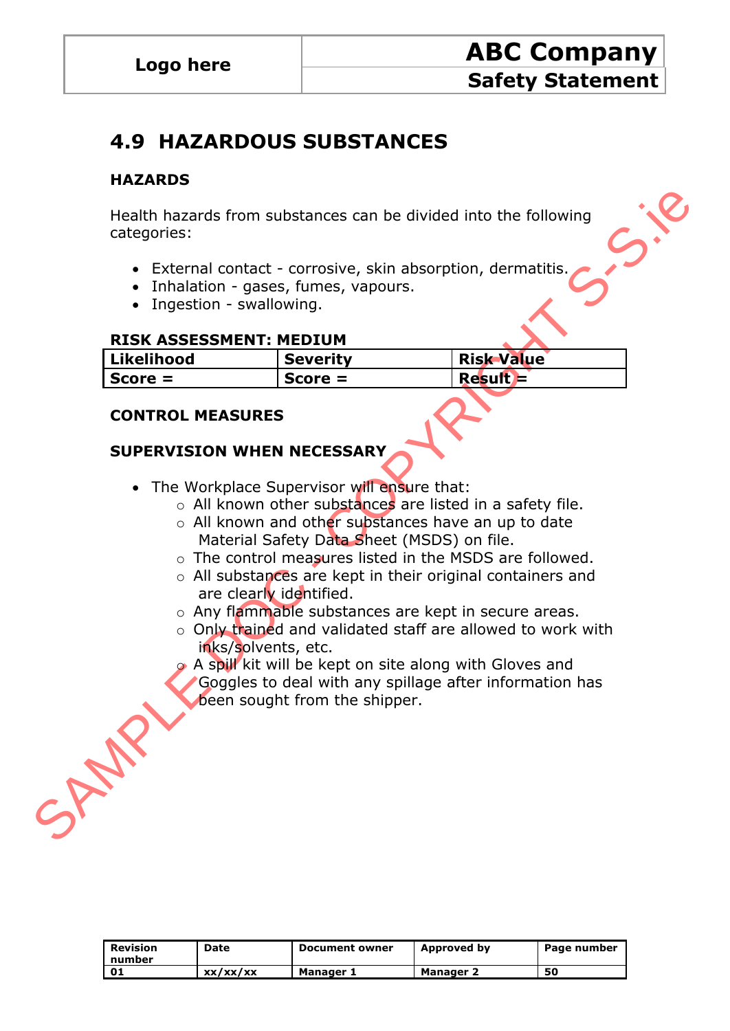## 4.9 HAZARDOUS SUBSTANCES

### HAZARDS

Health hazards from substances can be divided into the following categories:

- External contact - corrosive, skin absorption, dermatitis.
- Inhalation - gases, fumes, vapours.
- Ingestion - swallowing.

**RISK ASSESSMENT: MEDIUM**

| Likelihood | Severity | Risk Value |
|---|---|---|
| Score = | Score = | Result = |

### CONTROL MEASURES

### SUPERVISION WHEN NECESSARY

- The Workplace Supervisor will ensure that:
    - All known other substances are listed in a safety file.
    - All known and other substances have an up to date Material Safety Data Sheet (MSDS) on file.
    - The control measures listed in the MSDS are followed.
    - All substances are kept in their original containers and are clearly identified.
    - Any flammable substances are kept in secure areas.
    - Only trained and validated staff are allowed to work with inks/solvents, etc.
    - A spill kit will be kept on site along with Gloves and Goggles to deal with any spillage after information has been sought from the shipper.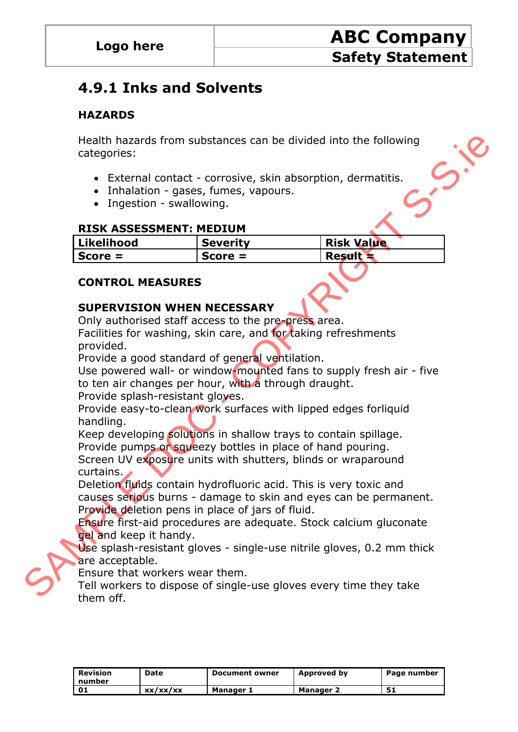## 4.9.1 Inks and Solvents

**HAZARDS**

Health hazards from substances can be divided into the following categories:

- External contact - corrosive, skin absorption, dermatitis.
- Inhalation - gases, fumes, vapours.
- Ingestion - swallowing.

**RISK ASSESSMENT: MEDIUM**

| Likelihood | Severity | Risk Value |
|---|---|---|
| Score = | Score = | Result = |

**CONTROL MEASURES**

**SUPERVISION WHEN NECESSARY**

Only authorised staff access to the pre-press area.
Facilities for washing, skin care, and for taking refreshments provided.
Provide a good standard of general ventilation.
Use powered wall- or window-mounted fans to supply fresh air - five to ten air changes per hour, with a through draught.
Provide splash-resistant gloves.
Provide easy-to-clean work surfaces with lipped edges forliquid handling.
Keep developing solutions in shallow trays to contain spillage.
Provide pumps or squeezy bottles in place of hand pouring.
Screen UV exposure units with shutters, blinds or wraparound curtains.
Deletion fluids contain hydrofluoric acid. This is very toxic and causes serious burns - damage to skin and eyes can be permanent.
Provide deletion pens in place of jars of fluid.
Ensure first-aid procedures are adequate. Stock calcium gluconate gel and keep it handy.
Use splash-resistant gloves - single-use nitrile gloves, 0.2 mm thick are acceptable.
Ensure that workers wear them.
Tell workers to dispose of single-use gloves every time they take them off.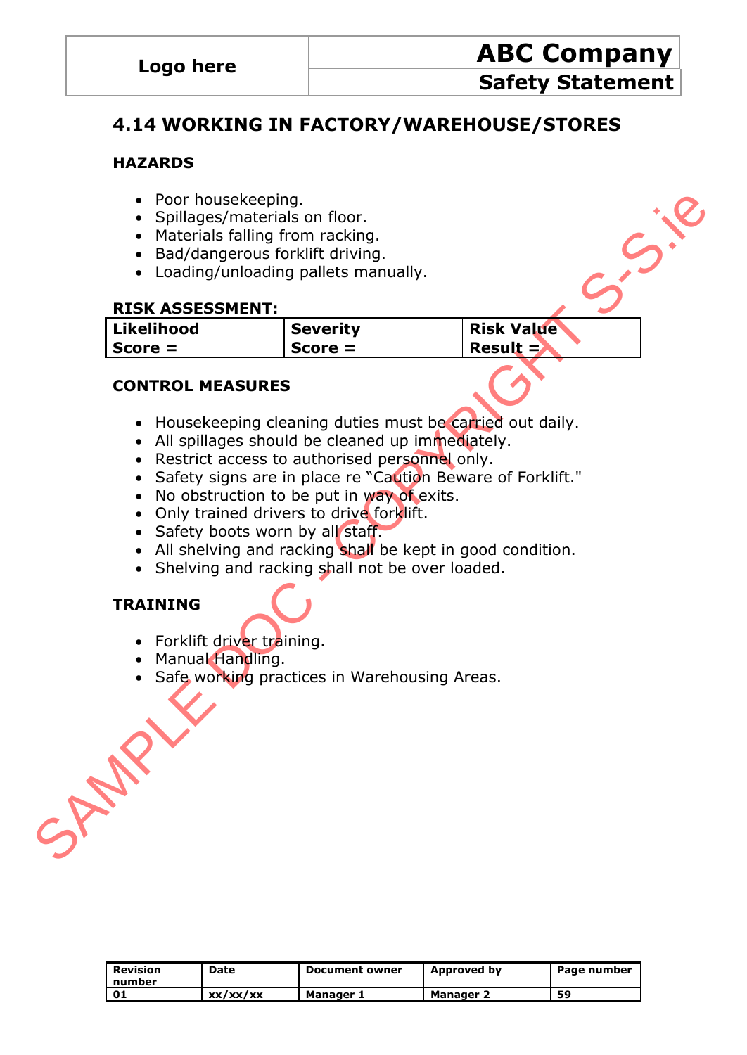## 4.14 WORKING IN FACTORY/WAREHOUSE/STORES

### HAZARDS

- Poor housekeeping.
- Spillages/materials on floor.
- Materials falling from racking.
- Bad/dangerous forklift driving.
- Loading/unloading pallets manually.

### RISK ASSESSMENT:

| Likelihood | Severity | Risk Value |
|---|---|---|
| Score = | Score = | Result = |

### CONTROL MEASURES

- Housekeeping cleaning duties must be carried out daily.
- All spillages should be cleaned up immediately.
- Restrict access to authorised personnel only.
- Safety signs are in place re "Caution Beware of Forklift."
- No obstruction to be put in way of exits.
- Only trained drivers to drive forklift.
- Safety boots worn by all staff.
- All shelving and racking shall be kept in good condition.
- Shelving and racking shall not be over loaded.

### TRAINING

- Forklift driver training.
- Manual Handling.
- Safe working practices in Warehousing Areas.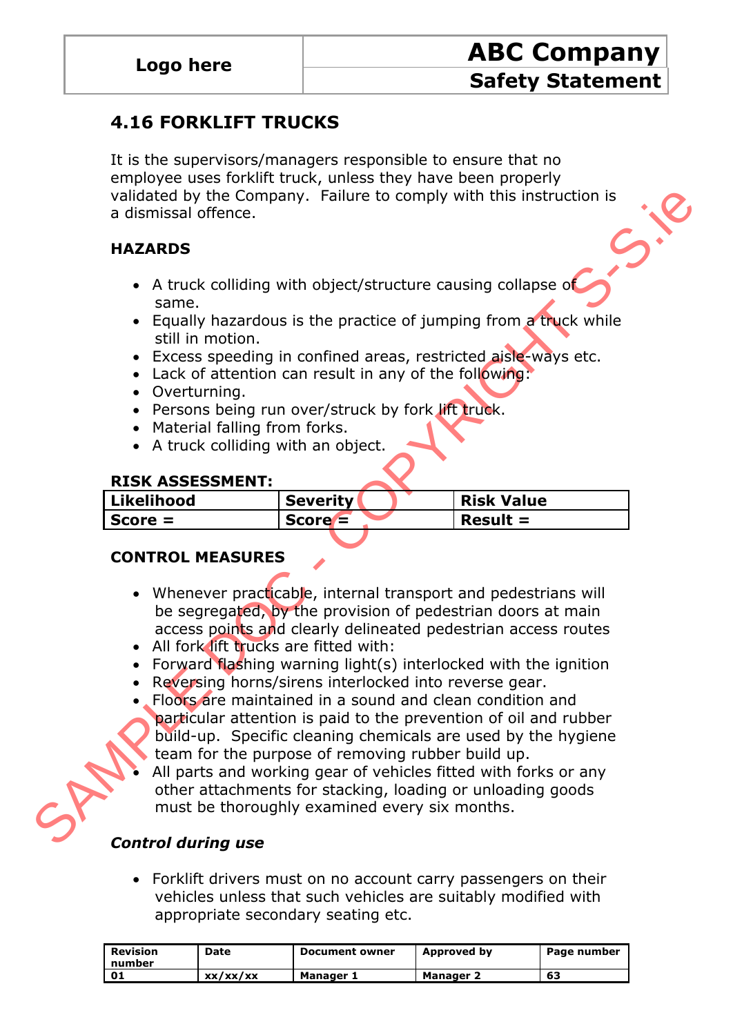## 4.16 FORKLIFT TRUCKS

It is the supervisors/managers responsible to ensure that no employee uses forklift truck, unless they have been properly validated by the Company. Failure to comply with this instruction is a dismissal offence.

### HAZARDS

- A truck colliding with object/structure causing collapse of same.
- Equally hazardous is the practice of jumping from a truck while still in motion.
- Excess speeding in confined areas, restricted aisle-ways etc.
- Lack of attention can result in any of the following:
- Overturning.
- Persons being run over/struck by fork lift truck.
- Material falling from forks.
- A truck colliding with an object.

### RISK ASSESSMENT:

| Likelihood | Severity | Risk Value |
|---|---|---|
| Score = | Score = | Result = |

### CONTROL MEASURES

- Whenever practicable, internal transport and pedestrians will be segregated, by the provision of pedestrian doors at main access points and clearly delineated pedestrian access routes
- All fork lift trucks are fitted with:
- Forward flashing warning light(s) interlocked with the ignition
- Reversing horns/sirens interlocked into reverse gear.
- Floors are maintained in a sound and clean condition and particular attention is paid to the prevention of oil and rubber build-up. Specific cleaning chemicals are used by the hygiene team for the purpose of removing rubber build up.
- All parts and working gear of vehicles fitted with forks or any other attachments for stacking, loading or unloading goods must be thoroughly examined every six months.

#### *Control during use*

- Forklift drivers must on no account carry passengers on their vehicles unless that such vehicles are suitably modified with appropriate secondary seating etc.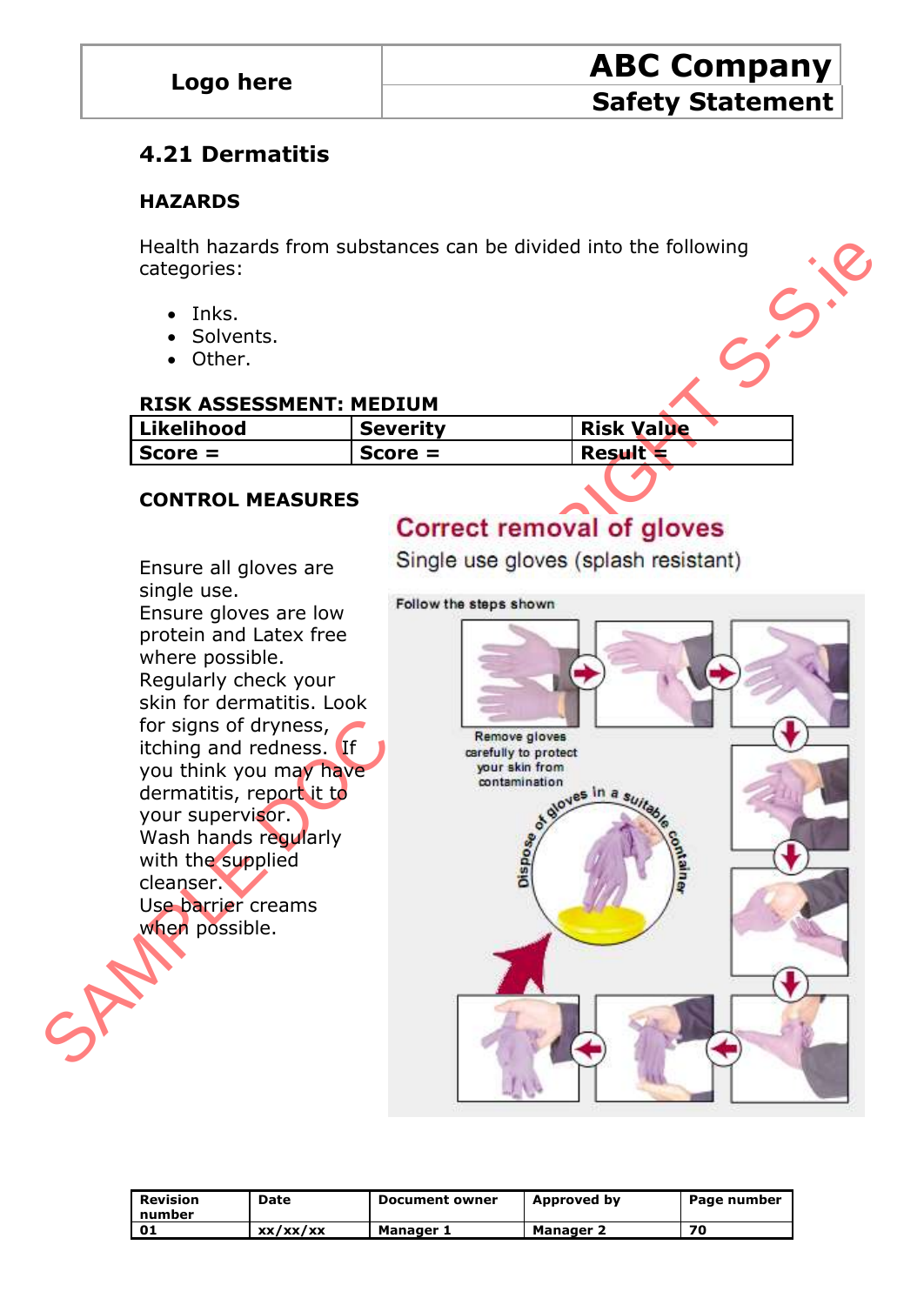## 4.21 Dermatitis

### HAZARDS

Health hazards from substances can be divided into the following categories:

- Inks.
- Solvents.
- Other.

**RISK ASSESSMENT: MEDIUM**

| Likelihood | Severity | Risk Value |
|---|---|---|
| **Score =** | **Score =** | **Result =** |

### CONTROL MEASURES

Ensure all gloves are single use.
Ensure gloves are low protein and Latex free where possible.
Regularly check your skin for dermatitis. Look for signs of dryness, itching and redness. If you think you may have dermatitis, report it to your supervisor.
Wash hands regularly with the supplied cleanser.
Use barrier creams when possible.

**Correct removal of gloves**

Single use gloves (splash resistant)

Follow the steps shown

Remove gloves carefully to protect your skin from contamination

Dispose of gloves in a suitable container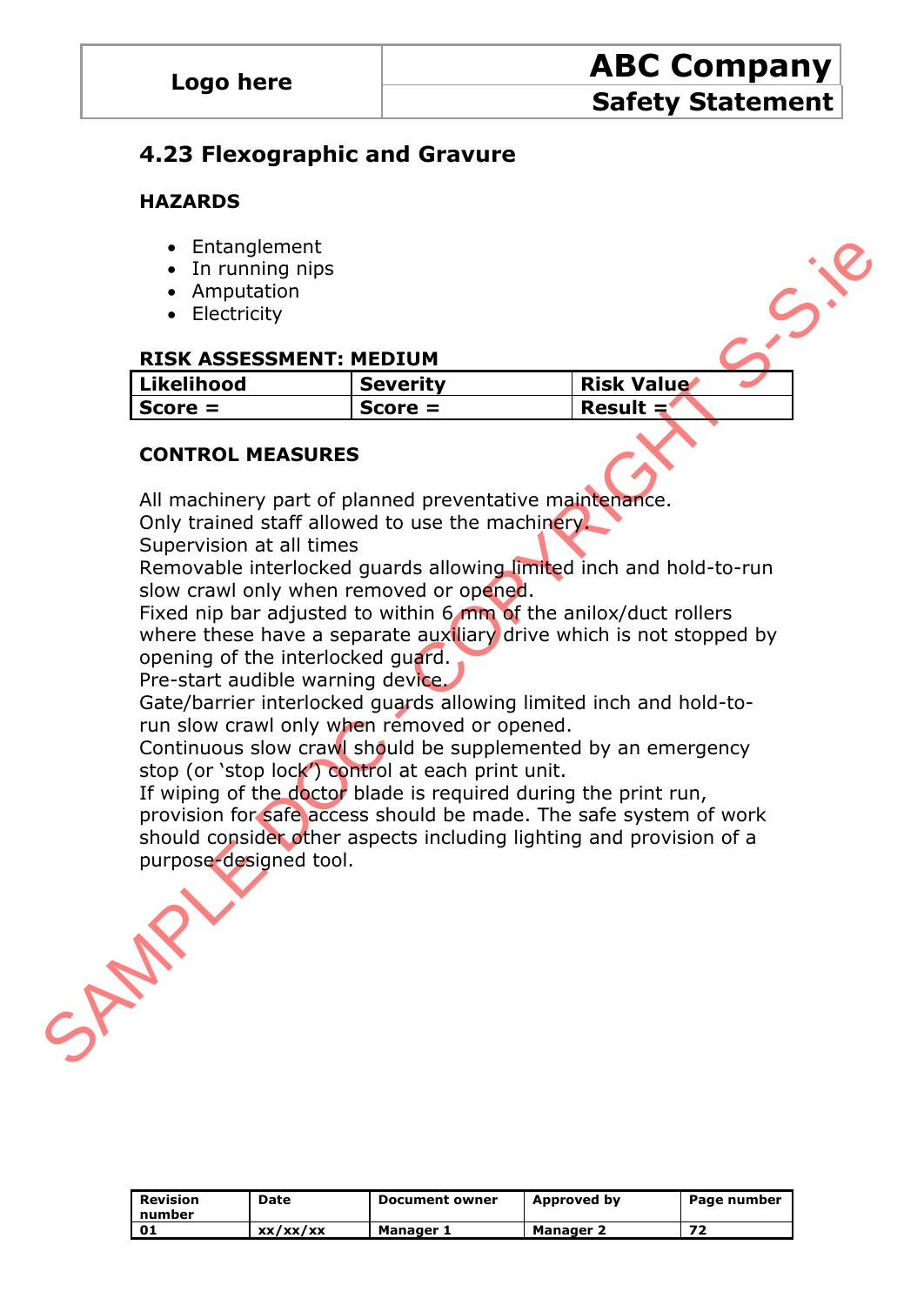## 4.23 Flexographic and Gravure

**HAZARDS**

- Entanglement
- In running nips
- Amputation
- Electricity

**RISK ASSESSMENT: MEDIUM**

| Likelihood | Severity | Risk Value |
|---|---|---|
| Score = | Score = | Result = |

**CONTROL MEASURES**

All machinery part of planned preventative maintenance.
Only trained staff allowed to use the machinery.
Supervision at all times
Removable interlocked guards allowing limited inch and hold-to-run slow crawl only when removed or opened.
Fixed nip bar adjusted to within 6 mm of the anilox/duct rollers where these have a separate auxiliary drive which is not stopped by opening of the interlocked guard.
Pre-start audible warning device.
Gate/barrier interlocked guards allowing limited inch and hold-to-run slow crawl only when removed or opened.
Continuous slow crawl should be supplemented by an emergency stop (or 'stop lock') control at each print unit.
If wiping of the doctor blade is required during the print run, provision for safe access should be made. The safe system of work should consider other aspects including lighting and provision of a purpose-designed tool.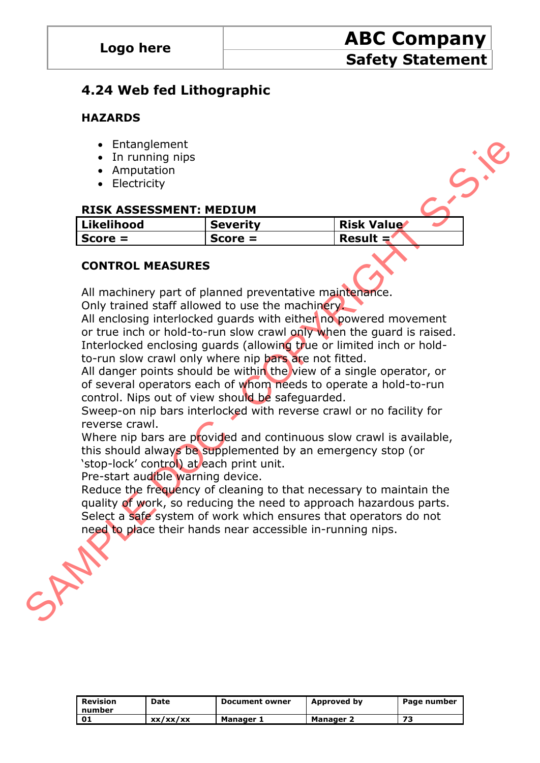## 4.24 Web fed Lithographic

### HAZARDS

- Entanglement
- In running nips
- Amputation
- Electricity

**RISK ASSESSMENT: MEDIUM**

| Likelihood | Severity | Risk Value |
|---|---|---|
| Score = | Score = | Result = |

### CONTROL MEASURES

All machinery part of planned preventative maintenance.
Only trained staff allowed to use the machinery.
All enclosing interlocked guards with either no powered movement or true inch or hold-to-run slow crawl only when the guard is raised.
Interlocked enclosing guards (allowing true or limited inch or hold-to-run slow crawl only where nip bars are not fitted.
All danger points should be within the view of a single operator, or of several operators each of whom needs to operate a hold-to-run control. Nips out of view should be safeguarded.
Sweep-on nip bars interlocked with reverse crawl or no facility for reverse crawl.
Where nip bars are provided and continuous slow crawl is available, this should always be supplemented by an emergency stop (or 'stop-lock' control) at each print unit.
Pre-start audible warning device.
Reduce the frequency of cleaning to that necessary to maintain the quality of work, so reducing the need to approach hazardous parts.
Select a safe system of work which ensures that operators do not need to place their hands near accessible in-running nips.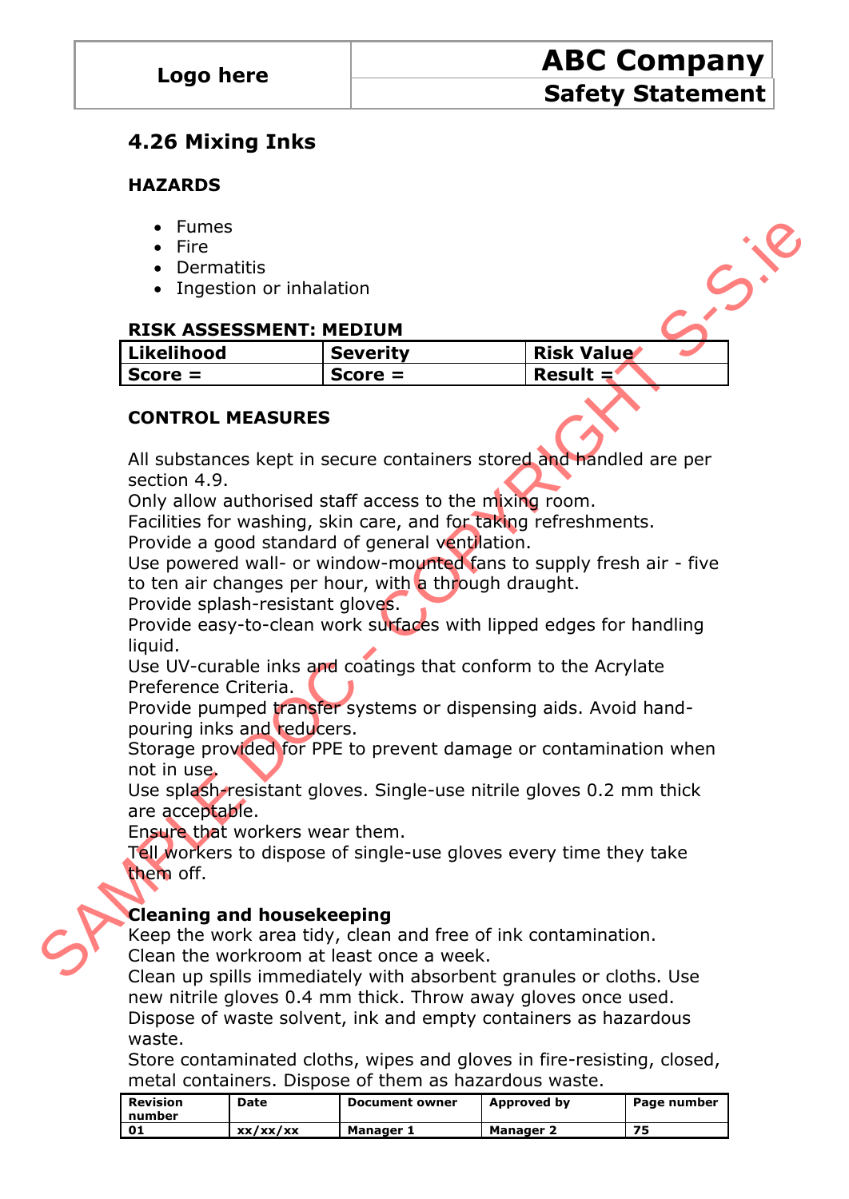## 4.26 Mixing Inks

### HAZARDS

- Fumes
- Fire
- Dermatitis
- Ingestion or inhalation

**RISK ASSESSMENT: MEDIUM**

| Likelihood | Severity | Risk Value |
| --- | --- | --- |
| Score = | Score = | Result = |

### CONTROL MEASURES

All substances kept in secure containers stored and handled are per section 4.9.
Only allow authorised staff access to the mixing room.
Facilities for washing, skin care, and for taking refreshments.
Provide a good standard of general ventilation.
Use powered wall- or window-mounted fans to supply fresh air - five to ten air changes per hour, with a through draught.
Provide splash-resistant gloves.
Provide easy-to-clean work surfaces with lipped edges for handling liquid.
Use UV-curable inks and coatings that conform to the Acrylate Preference Criteria.
Provide pumped transfer systems or dispensing aids. Avoid hand-pouring inks and reducers.
Storage provided for PPE to prevent damage or contamination when not in use.
Use splash-resistant gloves. Single-use nitrile gloves 0.2 mm thick are acceptable.
Ensure that workers wear them.
Tell workers to dispose of single-use gloves every time they take them off.

**Cleaning and housekeeping**
Keep the work area tidy, clean and free of ink contamination.
Clean the workroom at least once a week.
Clean up spills immediately with absorbent granules or cloths. Use new nitrile gloves 0.4 mm thick. Throw away gloves once used.
Dispose of waste solvent, ink and empty containers as hazardous waste.
Store contaminated cloths, wipes and gloves in fire-resisting, closed, metal containers. Dispose of them as hazardous waste.